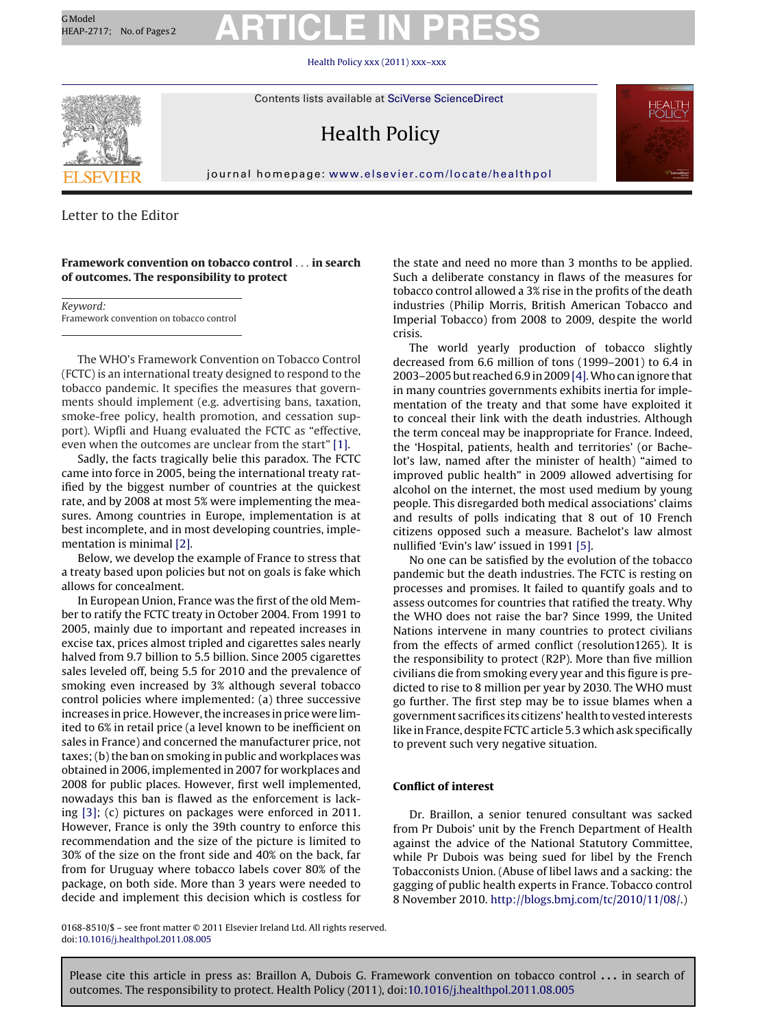Letter to the Editor

## Framework convention on tobacco control . . . in search of outcomes. The responsibility to protect

*Keyword:*
Framework convention on tobacco control

The WHO's Framework Convention on Tobacco Control (FCTC) is an international treaty designed to respond to the tobacco pandemic. It specifies the measures that governments should implement (e.g. advertising bans, taxation, smoke-free policy, health promotion, and cessation support). Wipfli and Huang evaluated the FCTC as "effective, even when the outcomes are unclear from the start" [1].

Sadly, the facts tragically belie this paradox. The FCTC came into force in 2005, being the international treaty ratified by the biggest number of countries at the quickest rate, and by 2008 at most 5% were implementing the measures. Among countries in Europe, implementation is at best incomplete, and in most developing countries, implementation is minimal [2].

Below, we develop the example of France to stress that a treaty based upon policies but not on goals is fake which allows for concealment.

In European Union, France was the first of the old Member to ratify the FCTC treaty in October 2004. From 1991 to 2005, mainly due to important and repeated increases in excise tax, prices almost tripled and cigarettes sales nearly halved from 9.7 billion to 5.5 billion. Since 2005 cigarettes sales leveled off, being 5.5 for 2010 and the prevalence of smoking even increased by 3% although several tobacco control policies where implemented: (a) three successive increases in price. However, the increases in price were limited to 6% in retail price (a level known to be inefficient on sales in France) and concerned the manufacturer price, not taxes; (b) the ban on smoking in public and workplaces was obtained in 2006, implemented in 2007 for workplaces and 2008 for public places. However, first well implemented, nowadays this ban is flawed as the enforcement is lacking [3]; (c) pictures on packages were enforced in 2011. However, France is only the 39th country to enforce this recommendation and the size of the picture is limited to 30% of the size on the front side and 40% on the back, far from for Uruguay where tobacco labels cover 80% of the package, on both side. More than 3 years were needed to decide and implement this decision which is costless for the state and need no more than 3 months to be applied. Such a deliberate constancy in flaws of the measures for tobacco control allowed a 3% rise in the profits of the death industries (Philip Morris, British American Tobacco and Imperial Tobacco) from 2008 to 2009, despite the world crisis.

The world yearly production of tobacco slightly decreased from 6.6 million of tons (1999–2001) to 6.4 in 2003–2005 but reached 6.9 in 2009 [4]. Who can ignore that in many countries governments exhibits inertia for implementation of the treaty and that some have exploited it to conceal their link with the death industries. Although the term conceal may be inappropriate for France. Indeed, the 'Hospital, patients, health and territories' (or Bachelot's law, named after the minister of health) "aimed to improved public health" in 2009 allowed advertising for alcohol on the internet, the most used medium by young people. This disregarded both medical associations' claims and results of polls indicating that 8 out of 10 French citizens opposed such a measure. Bachelot's law almost nullified 'Evin's law' issued in 1991 [5].

No one can be satisfied by the evolution of the tobacco pandemic but the death industries. The FCTC is resting on processes and promises. It failed to quantify goals and to assess outcomes for countries that ratified the treaty. Why the WHO does not raise the bar? Since 1999, the United Nations intervene in many countries to protect civilians from the effects of armed conflict (resolution1265). It is the responsibility to protect (R2P). More than five million civilians die from smoking every year and this figure is predicted to rise to 8 million per year by 2030. The WHO must go further. The first step may be to issue blames when a government sacrifices its citizens' health to vested interests like in France, despite FCTC article 5.3 which ask specifically to prevent such very negative situation.

### Conflict of interest

Dr. Braillon, a senior tenured consultant was sacked from Pr Dubois' unit by the French Department of Health against the advice of the National Statutory Committee, while Pr Dubois was being sued for libel by the French Tobacconists Union. (Abuse of libel laws and a sacking: the gagging of public health experts in France. Tobacco control 8 November 2010. http://blogs.bmj.com/tc/2010/11/08/.)

0168-8510/$ – see front matter © 2011 Elsevier Ireland Ltd. All rights reserved.
doi:10.1016/j.healthpol.2011.08.005

Please cite this article in press as: Braillon A, Dubois G. Framework convention on tobacco control . . . in search of outcomes. The responsibility to protect. Health Policy (2011), doi:10.1016/j.healthpol.2011.08.005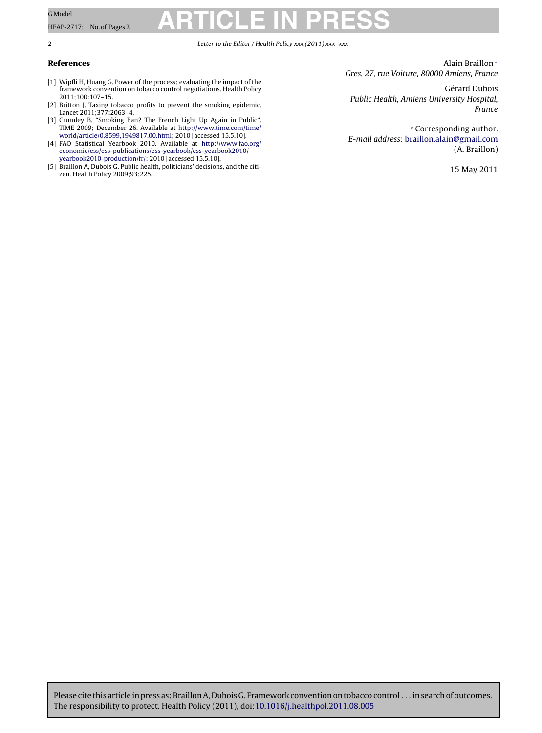## References

[1] Wipfli H, Huang G. Power of the process: evaluating the impact of the framework convention on tobacco control negotiations. Health Policy 2011;100:107–15.

[2] Britton J. Taxing tobacco profits to prevent the smoking epidemic. Lancet 2011;377:2063–4.

[3] Crumley B. "Smoking Ban? The French Light Up Again in Public". TIME 2009; December 26. Available at http://www.time.com/time/world/article/0,8599,1949817,00.html; 2010 [accessed 15.5.10].

[4] FAO Statistical Yearbook 2010. Available at http://www.fao.org/economic/ess/ess-publications/ess-yearbook/ess-yearbook2010/yearbook2010-production/fr/; 2010 [accessed 15.5.10].

[5] Braillon A, Dubois G. Public health, politicians' decisions, and the citizen. Health Policy 2009;93:225.

Alain Braillon*
*Gres. 27, rue Voiture, 80000 Amiens, France*

Gérard Dubois
*Public Health, Amiens University Hospital, France*

* Corresponding author.
*E-mail address:* braillon.alain@gmail.com (A. Braillon)

15 May 2011

Please cite this article in press as: Braillon A, Dubois G. Framework convention on tobacco control . . . in search of outcomes. The responsibility to protect. Health Policy (2011), doi:10.1016/j.healthpol.2011.08.005